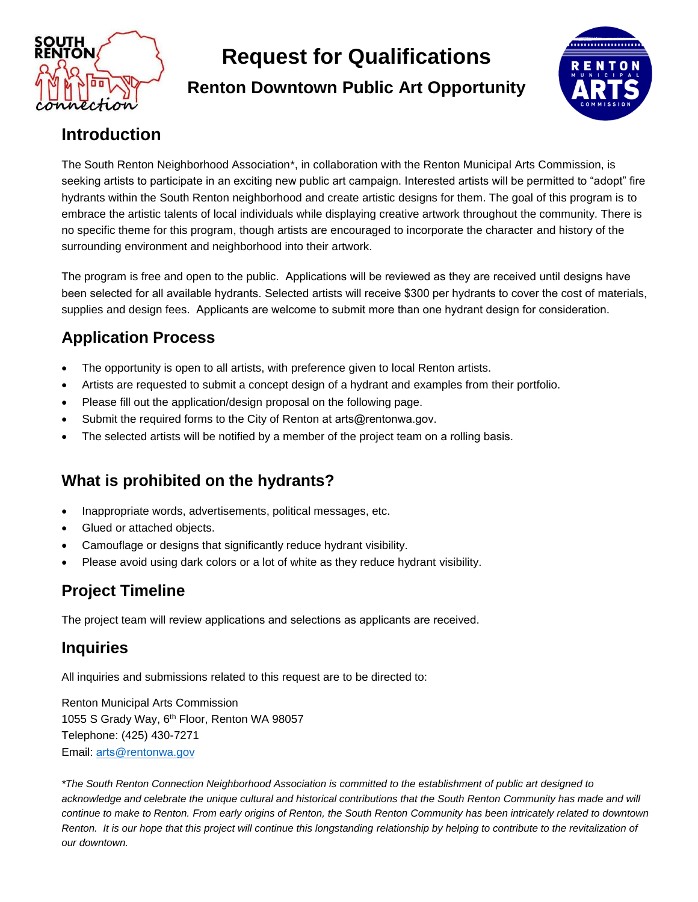# Request for Qualifications

## Renton Downtown Public Art Opportunity

## Introduction

The South Renton Neighborhood Association*, in collaboration with the Renton Municipal Arts Commission, is seeking artists to participate in an exciting new public art campaign. Interested artists will be permitted to "adopt" fire hydrants within the South Renton neighborhood and create artistic designs for them. The goal of this program is to embrace the artistic talents of local individuals while displaying creative artwork throughout the community. There is no specific theme for this program, though artists are encouraged to incorporate the character and history of the surrounding environment and neighborhood into their artwork.

The program is free and open to the public. Applications will be reviewed as they are received until designs have been selected for all available hydrants. Selected artists will receive $300 per hydrants to cover the cost of materials, supplies and design fees. Applicants are welcome to submit more than one hydrant design for consideration.

## Application Process

- The opportunity is open to all artists, with preference given to local Renton artists.
- Artists are requested to submit a concept design of a hydrant and examples from their portfolio.
- Please fill out the application/design proposal on the following page.
- Submit the required forms to the City of Renton at arts@rentonwa.gov.
- The selected artists will be notified by a member of the project team on a rolling basis.

## What is prohibited on the hydrants?

- Inappropriate words, advertisements, political messages, etc.
- Glued or attached objects.
- Camouflage or designs that significantly reduce hydrant visibility.
- Please avoid using dark colors or a lot of white as they reduce hydrant visibility.

## Project Timeline

The project team will review applications and selections as applicants are received.

## Inquiries

All inquiries and submissions related to this request are to be directed to:

Renton Municipal Arts Commission
1055 S Grady Way, 6th Floor, Renton WA 98057
Telephone: (425) 430-7271
Email: arts@rentonwa.gov

*\*The South Renton Connection Neighborhood Association is committed to the establishment of public art designed to acknowledge and celebrate the unique cultural and historical contributions that the South Renton Community has made and will continue to make to Renton. From early origins of Renton, the South Renton Community has been intricately related to downtown Renton. It is our hope that this project will continue this longstanding relationship by helping to contribute to the revitalization of our downtown.*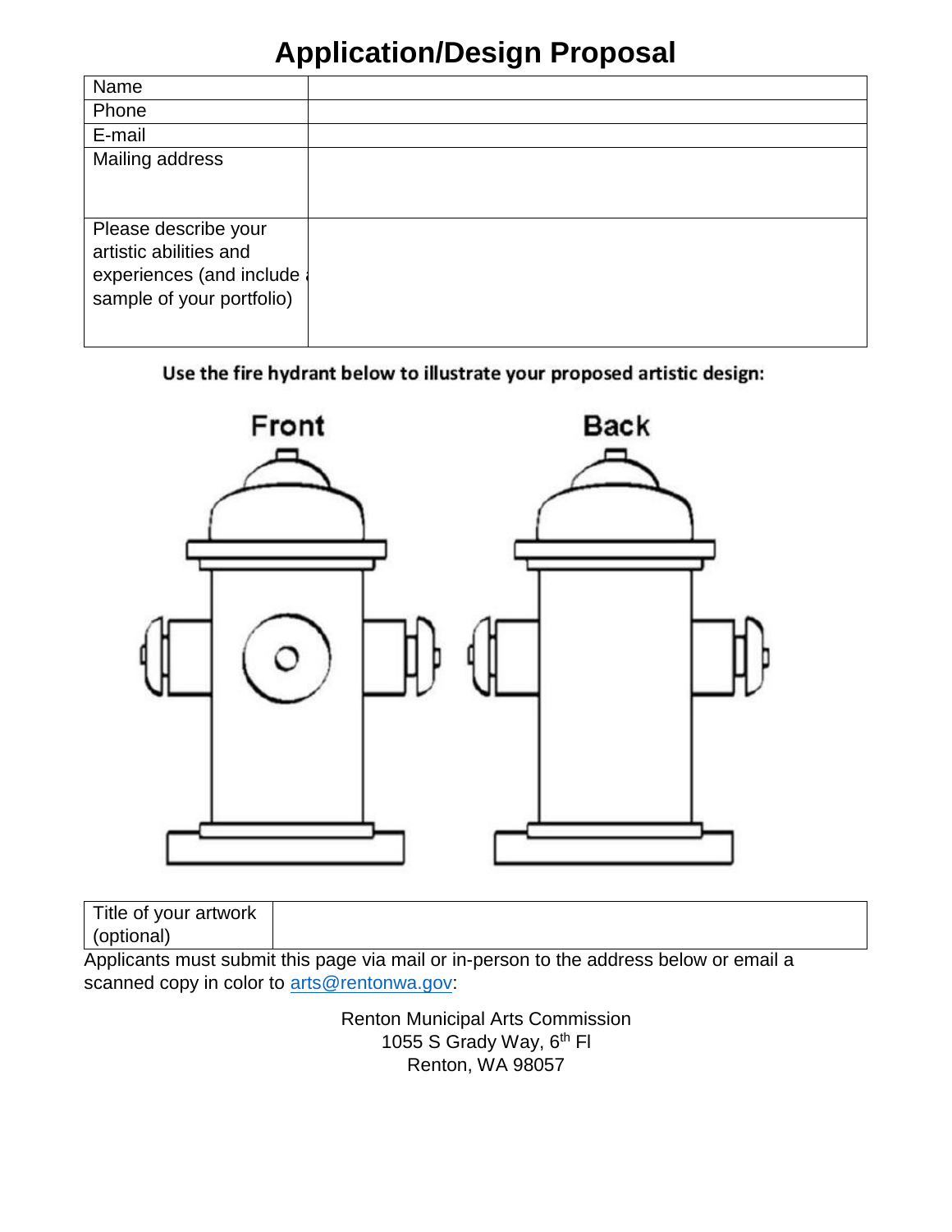# Application/Design Proposal

| Name | |
|---|---|
| Phone | |
| E-mail | |
| Mailing address | |
| Please describe your artistic abilities and experiences (and include a sample of your portfolio) | |

**Use the fire hydrant below to illustrate your proposed artistic design:**

Front

Back

| Title of your artwork (optional) | |
|---|---|

Applicants must submit this page via mail or in-person to the address below or email a scanned copy in color to arts@rentonwa.gov:

Renton Municipal Arts Commission
1055 S Grady Way, 6th Fl
Renton, WA 98057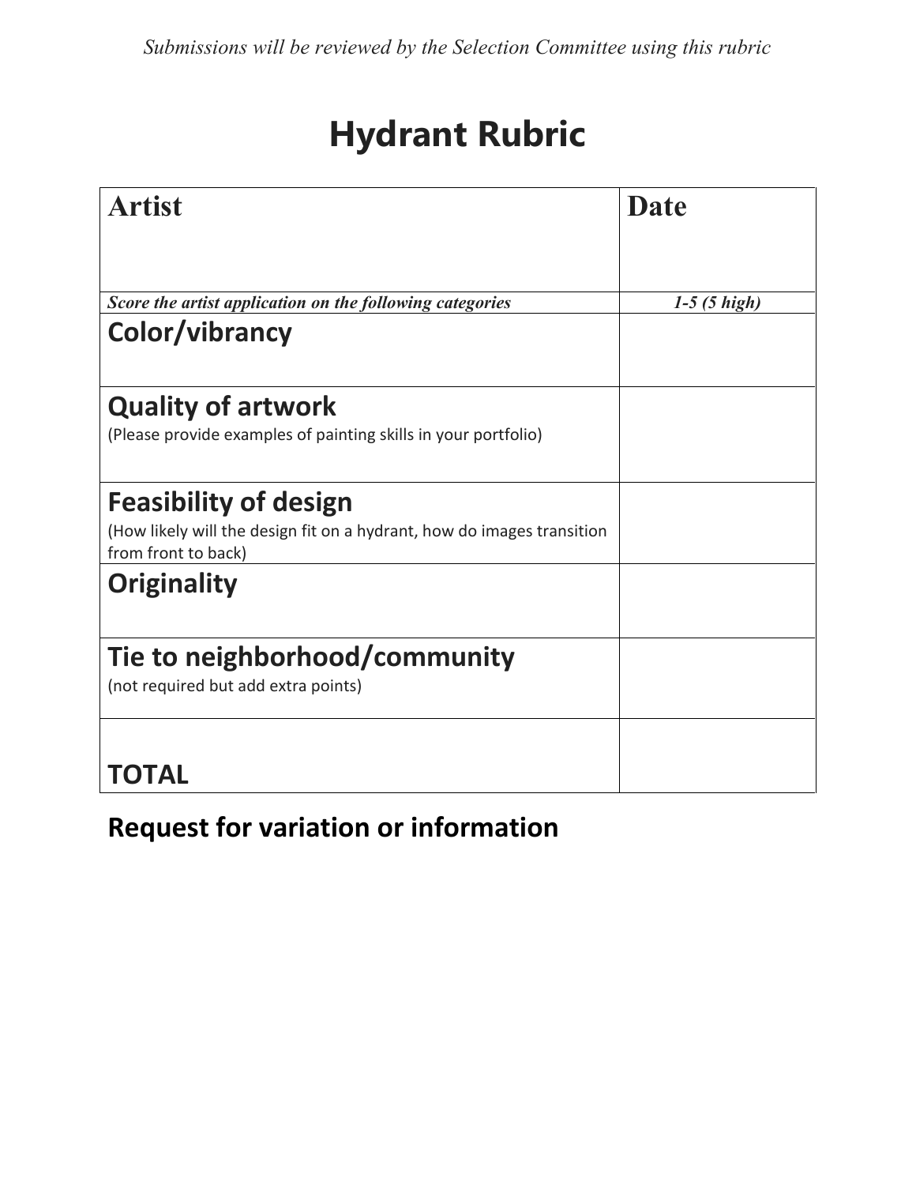*Submissions will be reviewed by the Selection Committee using this rubric*

# Hydrant Rubric

| **Artist** | **Date** |
|---|---|
| ***Score the artist application on the following categories*** | ***1-5 (5 high)*** |
| **Color/vibrancy** | |
| **Quality of artwork**<br>(Please provide examples of painting skills in your portfolio) | |
| **Feasibility of design**<br>(How likely will the design fit on a hydrant, how do images transition from front to back) | |
| **Originality** | |
| **Tie to neighborhood/community**<br>(not required but add extra points) | |
| **TOTAL** | |

## Request for variation or information